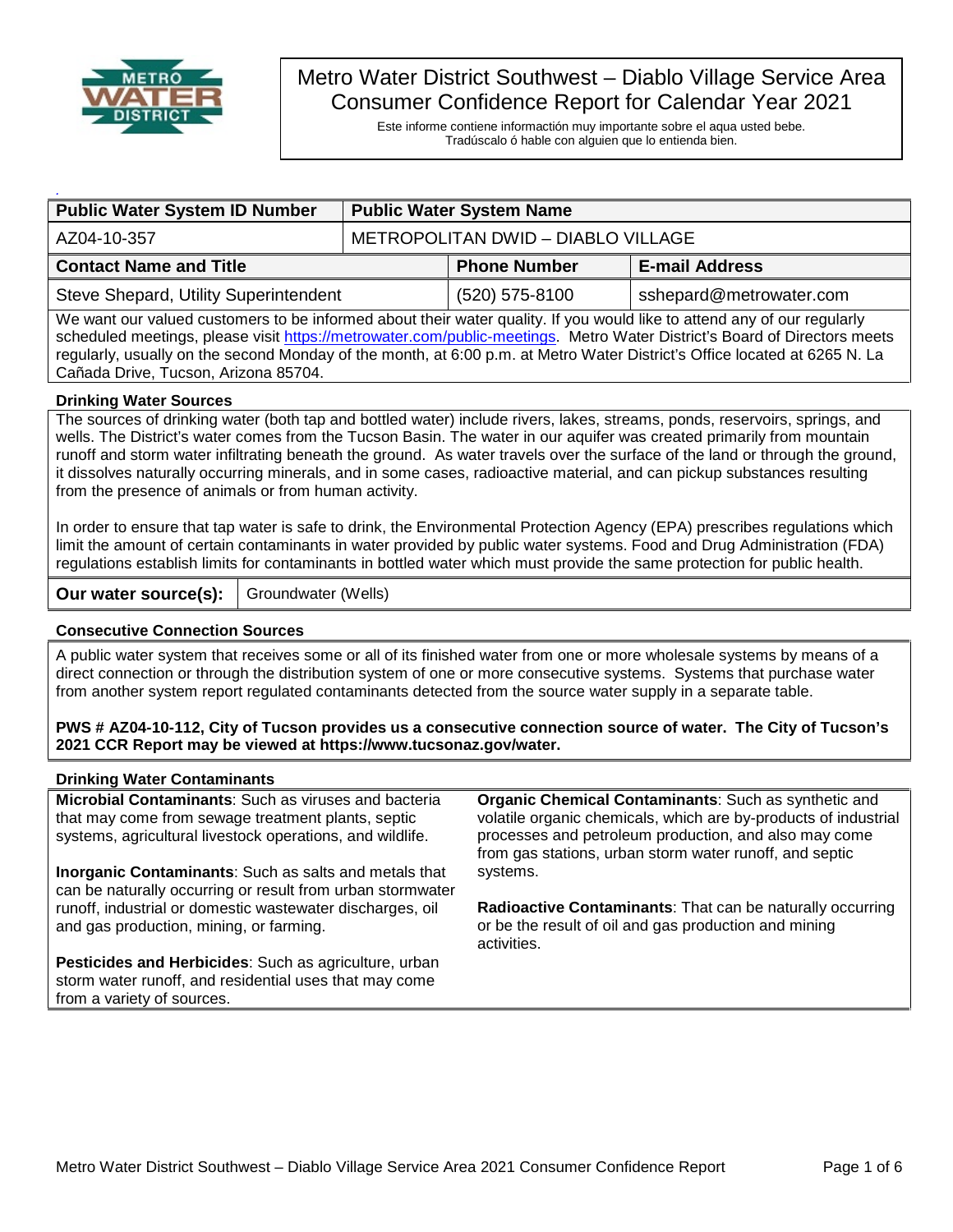# Metro Water District Southwest – Diablo Village Service Area Consumer Confidence Report for Calendar Year 2021

Este informe contiene informactión muy importante sobre el aqua usted bebe.
Tradúscalo ó hable con alguien que lo entienda bien.

| Public Water System ID Number | Public Water System Name |
|---|---|
| AZ04-10-357 | METROPOLITAN DWID – DIABLO VILLAGE |

| Contact Name and Title | Phone Number | E-mail Address |
|---|---|---|
| Steve Shepard, Utility Superintendent | (520) 575-8100 | sshepard@metrowater.com |

We want our valued customers to be informed about their water quality. If you would like to attend any of our regularly scheduled meetings, please visit https://metrowater.com/public-meetings. Metro Water District's Board of Directors meets regularly, usually on the second Monday of the month, at 6:00 p.m. at Metro Water District's Office located at 6265 N. La Cañada Drive, Tucson, Arizona 85704.

## Drinking Water Sources

The sources of drinking water (both tap and bottled water) include rivers, lakes, streams, ponds, reservoirs, springs, and wells. The District's water comes from the Tucson Basin. The water in our aquifer was created primarily from mountain runoff and storm water infiltrating beneath the ground. As water travels over the surface of the land or through the ground, it dissolves naturally occurring minerals, and in some cases, radioactive material, and can pickup substances resulting from the presence of animals or from human activity.

In order to ensure that tap water is safe to drink, the Environmental Protection Agency (EPA) prescribes regulations which limit the amount of certain contaminants in water provided by public water systems. Food and Drug Administration (FDA) regulations establish limits for contaminants in bottled water which must provide the same protection for public health.

| **Our water source(s):** | Groundwater (Wells) |
|---|---|

## Consecutive Connection Sources

A public water system that receives some or all of its finished water from one or more wholesale systems by means of a direct connection or through the distribution system of one or more consecutive systems. Systems that purchase water from another system report regulated contaminants detected from the source water supply in a separate table.

**PWS # AZ04-10-112, City of Tucson provides us a consecutive connection source of water. The City of Tucson's 2021 CCR Report may be viewed at https://www.tucsonaz.gov/water.**

## Drinking Water Contaminants

**Microbial Contaminants**: Such as viruses and bacteria that may come from sewage treatment plants, septic systems, agricultural livestock operations, and wildlife.

**Inorganic Contaminants**: Such as salts and metals that can be naturally occurring or result from urban stormwater runoff, industrial or domestic wastewater discharges, oil and gas production, mining, or farming.

**Pesticides and Herbicides**: Such as agriculture, urban storm water runoff, and residential uses that may come from a variety of sources.

**Organic Chemical Contaminants**: Such as synthetic and volatile organic chemicals, which are by-products of industrial processes and petroleum production, and also may come from gas stations, urban storm water runoff, and septic systems.

**Radioactive Contaminants**: That can be naturally occurring or be the result of oil and gas production and mining activities.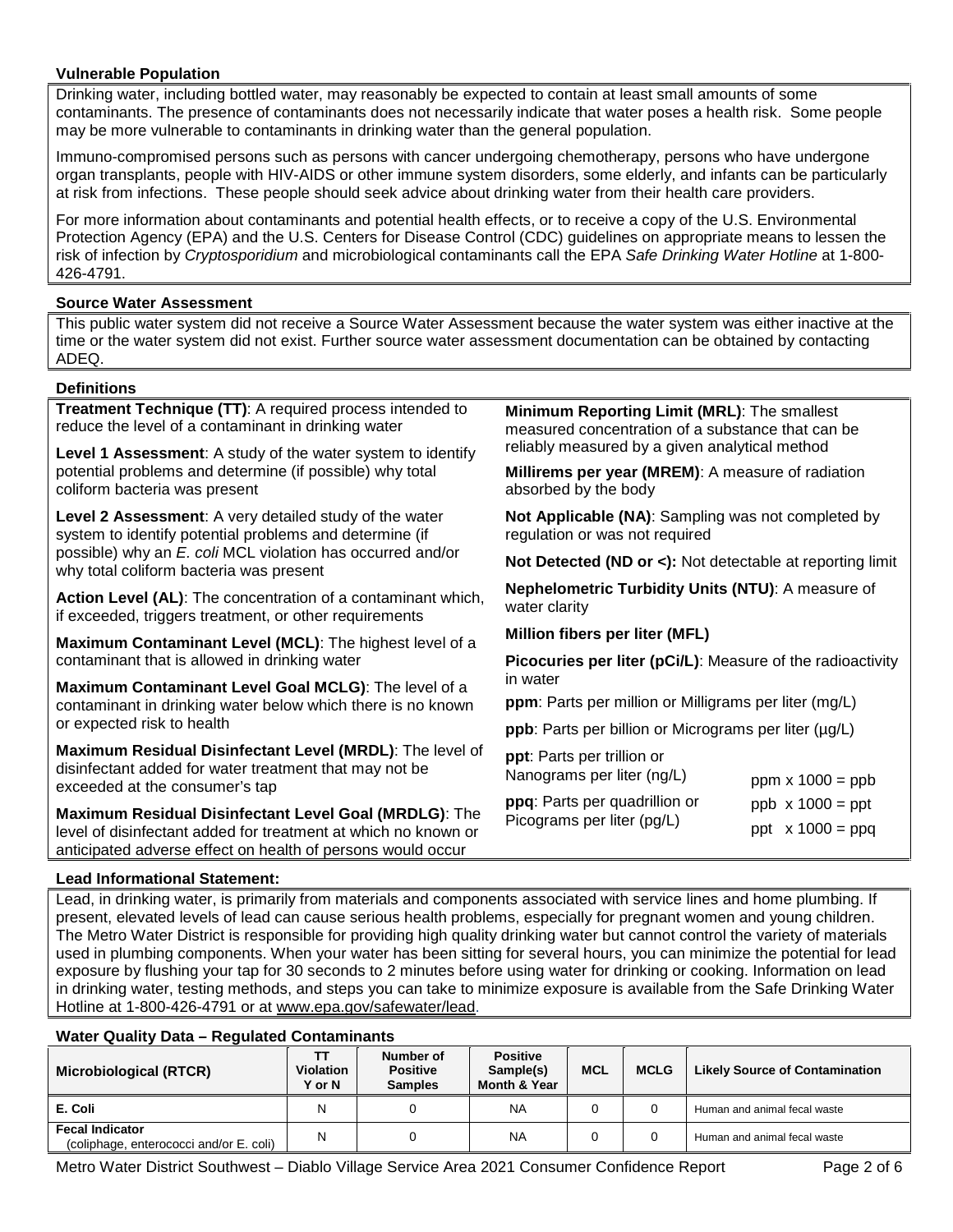## Vulnerable Population

Drinking water, including bottled water, may reasonably be expected to contain at least small amounts of some contaminants. The presence of contaminants does not necessarily indicate that water poses a health risk. Some people may be more vulnerable to contaminants in drinking water than the general population.

Immuno-compromised persons such as persons with cancer undergoing chemotherapy, persons who have undergone organ transplants, people with HIV-AIDS or other immune system disorders, some elderly, and infants can be particularly at risk from infections. These people should seek advice about drinking water from their health care providers.

For more information about contaminants and potential health effects, or to receive a copy of the U.S. Environmental Protection Agency (EPA) and the U.S. Centers for Disease Control (CDC) guidelines on appropriate means to lessen the risk of infection by *Cryptosporidium* and microbiological contaminants call the EPA *Safe Drinking Water Hotline* at 1-800-426-4791.

## Source Water Assessment

This public water system did not receive a Source Water Assessment because the water system was either inactive at the time or the water system did not exist. Further source water assessment documentation can be obtained by contacting ADEQ.

## Definitions

**Treatment Technique (TT)**: A required process intended to reduce the level of a contaminant in drinking water

**Level 1 Assessment**: A study of the water system to identify potential problems and determine (if possible) why total coliform bacteria was present

**Level 2 Assessment**: A very detailed study of the water system to identify potential problems and determine (if possible) why an *E. coli* MCL violation has occurred and/or why total coliform bacteria was present

**Action Level (AL)**: The concentration of a contaminant which, if exceeded, triggers treatment, or other requirements

**Maximum Contaminant Level (MCL)**: The highest level of a contaminant that is allowed in drinking water

**Maximum Contaminant Level Goal MCLG)**: The level of a contaminant in drinking water below which there is no known or expected risk to health

**Maximum Residual Disinfectant Level (MRDL)**: The level of disinfectant added for water treatment that may not be exceeded at the consumer's tap

**Maximum Residual Disinfectant Level Goal (MRDLG)**: The level of disinfectant added for treatment at which no known or anticipated adverse effect on health of persons would occur

**Minimum Reporting Limit (MRL)**: The smallest measured concentration of a substance that can be reliably measured by a given analytical method

**Millirems per year (MREM)**: A measure of radiation absorbed by the body

**Not Applicable (NA)**: Sampling was not completed by regulation or was not required

**Not Detected (ND or <):** Not detectable at reporting limit

**Nephelometric Turbidity Units (NTU)**: A measure of water clarity

**Million fibers per liter (MFL)**

**Picocuries per liter (pCi/L)**: Measure of the radioactivity in water

**ppm**: Parts per million or Milligrams per liter (mg/L)

**ppb**: Parts per billion or Micrograms per liter (µg/L)

**ppt**: Parts per trillion or Nanograms per liter (ng/L)

**ppq**: Parts per quadrillion or Picograms per liter (pg/L)

ppm x 1000 = ppb
ppb x 1000 = ppt
ppt x 1000 = ppq

## Lead Informational Statement:

Lead, in drinking water, is primarily from materials and components associated with service lines and home plumbing. If present, elevated levels of lead can cause serious health problems, especially for pregnant women and young children. The Metro Water District is responsible for providing high quality drinking water but cannot control the variety of materials used in plumbing components. When your water has been sitting for several hours, you can minimize the potential for lead exposure by flushing your tap for 30 seconds to 2 minutes before using water for drinking or cooking. Information on lead in drinking water, testing methods, and steps you can take to minimize exposure is available from the Safe Drinking Water Hotline at 1-800-426-4791 or at www.epa.gov/safewater/lead.

## Water Quality Data – Regulated Contaminants

| Microbiological (RTCR) | TT Violation Y or N | Number of Positive Samples | Positive Sample(s) Month & Year | MCL | MCLG | Likely Source of Contamination |
|---|---|---|---|---|---|---|
| **E. Coli** | N | 0 | NA | 0 | 0 | Human and animal fecal waste |
| **Fecal Indicator** (coliphage, enterococci and/or E. coli) | N | 0 | NA | 0 | 0 | Human and animal fecal waste |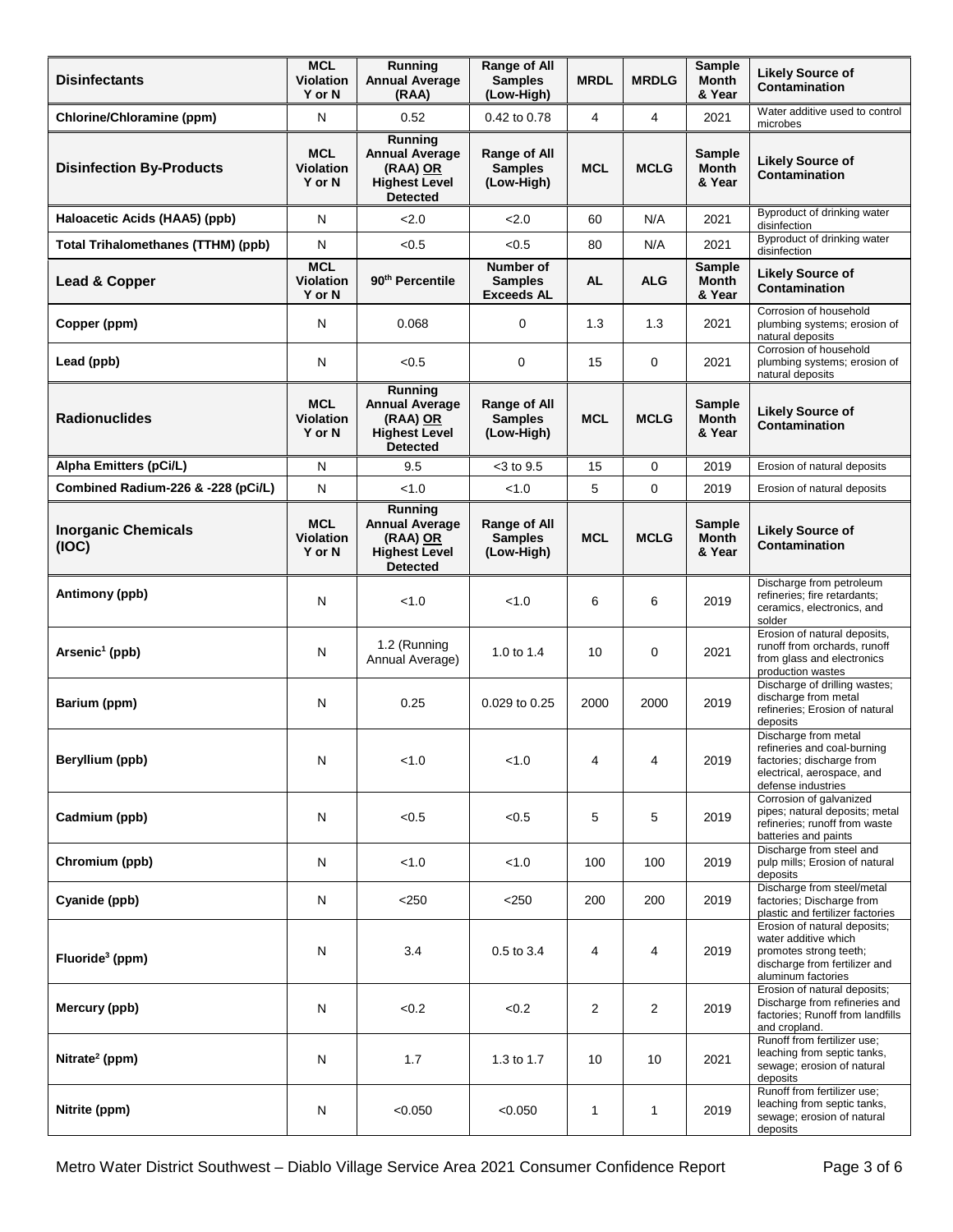| Disinfectants | MCL Violation Y or N | Running Annual Average (RAA) | Range of All Samples (Low-High) | MRDL | MRDLG | Sample Month & Year | Likely Source of Contamination |
|---|---|---|---|---|---|---|---|
| Chlorine/Chloramine (ppm) | N | 0.52 | 0.42 to 0.78 | 4 | 4 | 2021 | Water additive used to control microbes |

| Disinfection By-Products | MCL Violation Y or N | Running Annual Average (RAA) OR Highest Level Detected | Range of All Samples (Low-High) | MCL | MCLG | Sample Month & Year | Likely Source of Contamination |
|---|---|---|---|---|---|---|---|
| Haloacetic Acids (HAA5) (ppb) | N | <2.0 | <2.0 | 60 | N/A | 2021 | Byproduct of drinking water disinfection |
| Total Trihalomethanes (TTHM) (ppb) | N | <0.5 | <0.5 | 80 | N/A | 2021 | Byproduct of drinking water disinfection |

| Lead & Copper | MCL Violation Y or N | 90th Percentile | Number of Samples Exceeds AL | AL | ALG | Sample Month & Year | Likely Source of Contamination |
|---|---|---|---|---|---|---|---|
| Copper (ppm) | N | 0.068 | 0 | 1.3 | 1.3 | 2021 | Corrosion of household plumbing systems; erosion of natural deposits |
| Lead (ppb) | N | <0.5 | 0 | 15 | 0 | 2021 | Corrosion of household plumbing systems; erosion of natural deposits |

| Radionuclides | MCL Violation Y or N | Running Annual Average (RAA) OR Highest Level Detected | Range of All Samples (Low-High) | MCL | MCLG | Sample Month & Year | Likely Source of Contamination |
|---|---|---|---|---|---|---|---|
| Alpha Emitters (pCi/L) | N | 9.5 | <3 to 9.5 | 15 | 0 | 2019 | Erosion of natural deposits |
| Combined Radium-226 & -228 (pCi/L) | N | <1.0 | <1.0 | 5 | 0 | 2019 | Erosion of natural deposits |

| Inorganic Chemicals (IOC) | MCL Violation Y or N | Running Annual Average (RAA) OR Highest Level Detected | Range of All Samples (Low-High) | MCL | MCLG | Sample Month & Year | Likely Source of Contamination |
|---|---|---|---|---|---|---|---|
| Antimony (ppb) | N | <1.0 | <1.0 | 6 | 6 | 2019 | Discharge from petroleum refineries; fire retardants; ceramics, electronics, and solder |
| Arsenic[1] (ppb) | N | 1.2 (Running Annual Average) | 1.0 to 1.4 | 10 | 0 | 2021 | Erosion of natural deposits, runoff from orchards, runoff from glass and electronics production wastes |
| Barium (ppm) | N | 0.25 | 0.029 to 0.25 | 2000 | 2000 | 2019 | Discharge of drilling wastes; discharge from metal refineries; Erosion of natural deposits |
| Beryllium (ppb) | N | <1.0 | <1.0 | 4 | 4 | 2019 | Discharge from metal refineries and coal-burning factories; discharge from electrical, aerospace, and defense industries |
| Cadmium (ppb) | N | <0.5 | <0.5 | 5 | 5 | 2019 | Corrosion of galvanized pipes; natural deposits; metal refineries; runoff from waste batteries and paints |
| Chromium (ppb) | N | <1.0 | <1.0 | 100 | 100 | 2019 | Discharge from steel and pulp mills; Erosion of natural deposits |
| Cyanide (ppb) | N | <250 | <250 | 200 | 200 | 2019 | Discharge from steel/metal factories; Discharge from plastic and fertilizer factories |
| Fluoride[3] (ppm) | N | 3.4 | 0.5 to 3.4 | 4 | 4 | 2019 | Erosion of natural deposits; water additive which promotes strong teeth; discharge from fertilizer and aluminum factories |
| Mercury (ppb) | N | <0.2 | <0.2 | 2 | 2 | 2019 | Erosion of natural deposits; Discharge from refineries and factories; Runoff from landfills and cropland. |
| Nitrate[2] (ppm) | N | 1.7 | 1.3 to 1.7 | 10 | 10 | 2021 | Runoff from fertilizer use; leaching from septic tanks, sewage; erosion of natural deposits |
| Nitrite (ppm) | N | <0.050 | <0.050 | 1 | 1 | 2019 | Runoff from fertilizer use; leaching from septic tanks, sewage; erosion of natural deposits |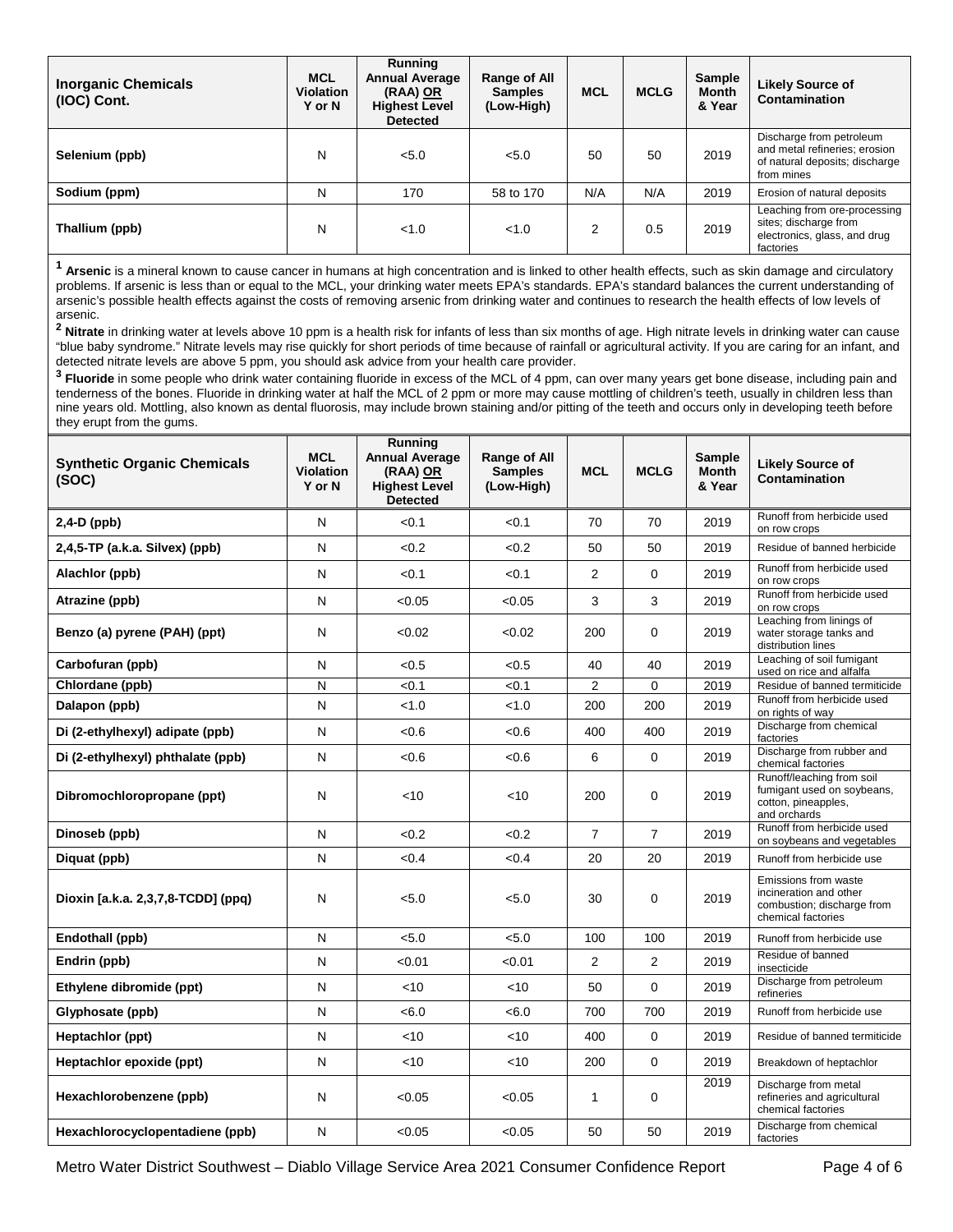| Inorganic Chemicals (IOC) Cont. | MCL Violation Y or N | Running Annual Average (RAA) OR Highest Level Detected | Range of All Samples (Low-High) | MCL | MCLG | Sample Month & Year | Likely Source of Contamination |
|---|---|---|---|---|---|---|---|
| Selenium (ppb) | N | <5.0 | <5.0 | 50 | 50 | 2019 | Discharge from petroleum and metal refineries; erosion of natural deposits; discharge from mines |
| Sodium (ppm) | N | 170 | 58 to 170 | N/A | N/A | 2019 | Erosion of natural deposits |
| Thallium (ppb) | N | <1.0 | <1.0 | 2 | 0.5 | 2019 | Leaching from ore-processing sites; discharge from electronics, glass, and drug factories |

[1] **Arsenic** is a mineral known to cause cancer in humans at high concentration and is linked to other health effects, such as skin damage and circulatory problems. If arsenic is less than or equal to the MCL, your drinking water meets EPA's standards. EPA's standard balances the current understanding of arsenic's possible health effects against the costs of removing arsenic from drinking water and continues to research the health effects of low levels of arsenic.

[2] **Nitrate** in drinking water at levels above 10 ppm is a health risk for infants of less than six months of age. High nitrate levels in drinking water can cause "blue baby syndrome." Nitrate levels may rise quickly for short periods of time because of rainfall or agricultural activity. If you are caring for an infant, and detected nitrate levels are above 5 ppm, you should ask advice from your health care provider.

[3] **Fluoride** in some people who drink water containing fluoride in excess of the MCL of 4 ppm, can over many years get bone disease, including pain and tenderness of the bones. Fluoride in drinking water at half the MCL of 2 ppm or more may cause mottling of children's teeth, usually in children less than nine years old. Mottling, also known as dental fluorosis, may include brown staining and/or pitting of the teeth and occurs only in developing teeth before they erupt from the gums.

| Synthetic Organic Chemicals (SOC) | MCL Violation Y or N | Running Annual Average (RAA) OR Highest Level Detected | Range of All Samples (Low-High) | MCL | MCLG | Sample Month & Year | Likely Source of Contamination |
|---|---|---|---|---|---|---|---|
| 2,4-D (ppb) | N | <0.1 | <0.1 | 70 | 70 | 2019 | Runoff from herbicide used on row crops |
| 2,4,5-TP (a.k.a. Silvex) (ppb) | N | <0.2 | <0.2 | 50 | 50 | 2019 | Residue of banned herbicide |
| Alachlor (ppb) | N | <0.1 | <0.1 | 2 | 0 | 2019 | Runoff from herbicide used on row crops |
| Atrazine (ppb) | N | <0.05 | <0.05 | 3 | 3 | 2019 | Runoff from herbicide used on row crops |
| Benzo (a) pyrene (PAH) (ppt) | N | <0.02 | <0.02 | 200 | 0 | 2019 | Leaching from linings of water storage tanks and distribution lines |
| Carbofuran (ppb) | N | <0.5 | <0.5 | 40 | 40 | 2019 | Leaching of soil fumigant used on rice and alfalfa |
| Chlordane (ppb) | N | <0.1 | <0.1 | 2 | 0 | 2019 | Residue of banned termiticide |
| Dalapon (ppb) | N | <1.0 | <1.0 | 200 | 200 | 2019 | Runoff from herbicide used on rights of way |
| Di (2-ethylhexyl) adipate (ppb) | N | <0.6 | <0.6 | 400 | 400 | 2019 | Discharge from chemical factories |
| Di (2-ethylhexyl) phthalate (ppb) | N | <0.6 | <0.6 | 6 | 0 | 2019 | Discharge from rubber and chemical factories |
| Dibromochloropropane (ppt) | N | <10 | <10 | 200 | 0 | 2019 | Runoff/leaching from soil fumigant used on soybeans, cotton, pineapples, and orchards |
| Dinoseb (ppb) | N | <0.2 | <0.2 | 7 | 7 | 2019 | Runoff from herbicide used on soybeans and vegetables |
| Diquat (ppb) | N | <0.4 | <0.4 | 20 | 20 | 2019 | Runoff from herbicide use |
| Dioxin [a.k.a. 2,3,7,8-TCDD] (ppq) | N | <5.0 | <5.0 | 30 | 0 | 2019 | Emissions from waste incineration and other combustion; discharge from chemical factories |
| Endothall (ppb) | N | <5.0 | <5.0 | 100 | 100 | 2019 | Runoff from herbicide use |
| Endrin (ppb) | N | <0.01 | <0.01 | 2 | 2 | 2019 | Residue of banned insecticide |
| Ethylene dibromide (ppt) | N | <10 | <10 | 50 | 0 | 2019 | Discharge from petroleum refineries |
| Glyphosate (ppb) | N | <6.0 | <6.0 | 700 | 700 | 2019 | Runoff from herbicide use |
| Heptachlor (ppt) | N | <10 | <10 | 400 | 0 | 2019 | Residue of banned termiticide |
| Heptachlor epoxide (ppt) | N | <10 | <10 | 200 | 0 | 2019 | Breakdown of heptachlor |
| Hexachlorobenzene (ppb) | N | <0.05 | <0.05 | 1 | 0 | 2019 | Discharge from metal refineries and agricultural chemical factories |
| Hexachlorocyclopentadiene (ppb) | N | <0.05 | <0.05 | 50 | 50 | 2019 | Discharge from chemical factories |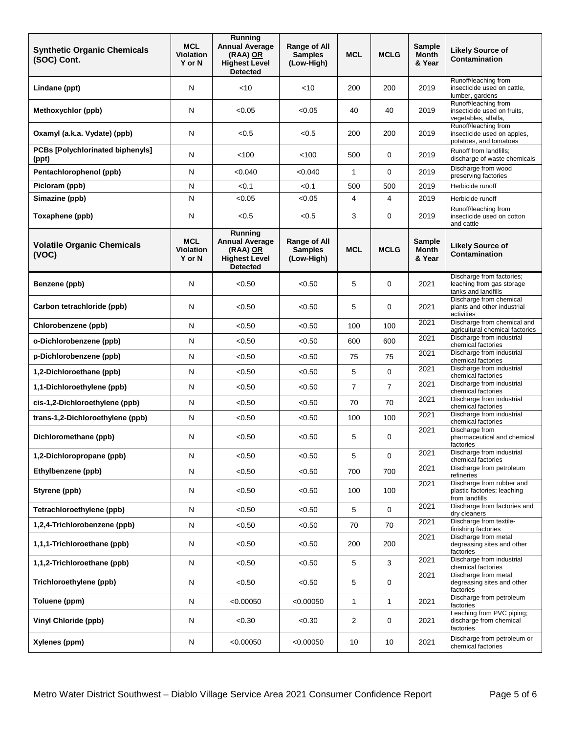| Synthetic Organic Chemicals (SOC) Cont. | MCL Violation Y or N | Running Annual Average (RAA) OR Highest Level Detected | Range of All Samples (Low-High) | MCL | MCLG | Sample Month & Year | Likely Source of Contamination |
|---|---|---|---|---|---|---|---|
| Lindane (ppt) | N | <10 | <10 | 200 | 200 | 2019 | Runoff/leaching from insecticide used on cattle, lumber, gardens |
| Methoxychlor (ppb) | N | <0.05 | <0.05 | 40 | 40 | 2019 | Runoff/leaching from insecticide used on fruits, vegetables, alfalfa, |
| Oxamyl (a.k.a. Vydate) (ppb) | N | <0.5 | <0.5 | 200 | 200 | 2019 | Runoff/leaching from insecticide used on apples, potatoes, and tomatoes |
| PCBs [Polychlorinated biphenyls] (ppt) | N | <100 | <100 | 500 | 0 | 2019 | Runoff from landfills; discharge of waste chemicals |
| Pentachlorophenol (ppb) | N | <0.040 | <0.040 | 1 | 0 | 2019 | Discharge from wood preserving factories |
| Picloram (ppb) | N | <0.1 | <0.1 | 500 | 500 | 2019 | Herbicide runoff |
| Simazine (ppb) | N | <0.05 | <0.05 | 4 | 4 | 2019 | Herbicide runoff |
| Toxaphene (ppb) | N | <0.5 | <0.5 | 3 | 0 | 2019 | Runoff/leaching from insecticide used on cotton and cattle |

| Volatile Organic Chemicals (VOC) | MCL Violation Y or N | Running Annual Average (RAA) OR Highest Level Detected | Range of All Samples (Low-High) | MCL | MCLG | Sample Month & Year | Likely Source of Contamination |
|---|---|---|---|---|---|---|---|
| Benzene (ppb) | N | <0.50 | <0.50 | 5 | 0 | 2021 | Discharge from factories; leaching from gas storage tanks and landfills |
| Carbon tetrachloride (ppb) | N | <0.50 | <0.50 | 5 | 0 | 2021 | Discharge from chemical plants and other industrial activities |
| Chlorobenzene (ppb) | N | <0.50 | <0.50 | 100 | 100 | 2021 | Discharge from chemical and agricultural chemical factories |
| o-Dichlorobenzene (ppb) | N | <0.50 | <0.50 | 600 | 600 | 2021 | Discharge from industrial chemical factories |
| p-Dichlorobenzene (ppb) | N | <0.50 | <0.50 | 75 | 75 | 2021 | Discharge from industrial chemical factories |
| 1,2-Dichloroethane (ppb) | N | <0.50 | <0.50 | 5 | 0 | 2021 | Discharge from industrial chemical factories |
| 1,1-Dichloroethylene (ppb) | N | <0.50 | <0.50 | 7 | 7 | 2021 | Discharge from industrial chemical factories |
| cis-1,2-Dichloroethylene (ppb) | N | <0.50 | <0.50 | 70 | 70 | 2021 | Discharge from industrial chemical factories |
| trans-1,2-Dichloroethylene (ppb) | N | <0.50 | <0.50 | 100 | 100 | 2021 | Discharge from industrial chemical factories |
| Dichloromethane (ppb) | N | <0.50 | <0.50 | 5 | 0 | 2021 | Discharge from pharmaceutical and chemical factories |
| 1,2-Dichloropropane (ppb) | N | <0.50 | <0.50 | 5 | 0 | 2021 | Discharge from industrial chemical factories |
| Ethylbenzene (ppb) | N | <0.50 | <0.50 | 700 | 700 | 2021 | Discharge from petroleum refineries |
| Styrene (ppb) | N | <0.50 | <0.50 | 100 | 100 | 2021 | Discharge from rubber and plastic factories; leaching from landfills |
| Tetrachloroethylene (ppb) | N | <0.50 | <0.50 | 5 | 0 | 2021 | Discharge from factories and dry cleaners |
| 1,2,4-Trichlorobenzene (ppb) | N | <0.50 | <0.50 | 70 | 70 | 2021 | Discharge from textile-finishing factories |
| 1,1,1-Trichloroethane (ppb) | N | <0.50 | <0.50 | 200 | 200 | 2021 | Discharge from metal degreasing sites and other factories |
| 1,1,2-Trichloroethane (ppb) | N | <0.50 | <0.50 | 5 | 3 | 2021 | Discharge from industrial chemical factories |
| Trichloroethylene (ppb) | N | <0.50 | <0.50 | 5 | 0 | 2021 | Discharge from metal degreasing sites and other factories |
| Toluene (ppm) | N | <0.00050 | <0.00050 | 1 | 1 | 2021 | Discharge from petroleum factories |
| Vinyl Chloride (ppb) | N | <0.30 | <0.30 | 2 | 0 | 2021 | Leaching from PVC piping; discharge from chemical factories |
| Xylenes (ppm) | N | <0.00050 | <0.00050 | 10 | 10 | 2021 | Discharge from petroleum or chemical factories |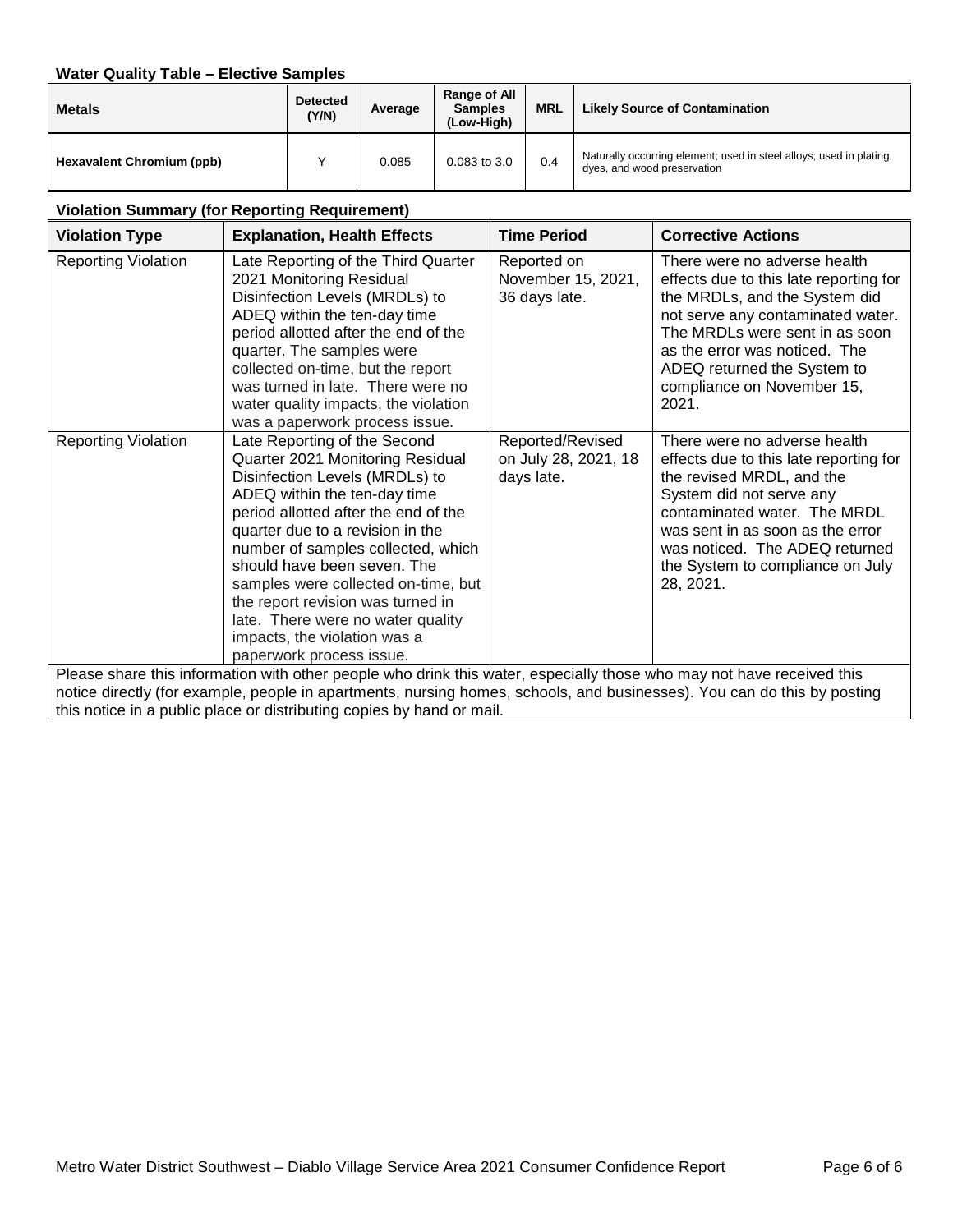### Water Quality Table – Elective Samples

| Metals | Detected (Y/N) | Average | Range of All Samples (Low-High) | MRL | Likely Source of Contamination |
|---|---|---|---|---|---|
| **Hexavalent Chromium (ppb)** | Y | 0.085 | 0.083 to 3.0 | 0.4 | Naturally occurring element; used in steel alloys; used in plating, dyes, and wood preservation |

### Violation Summary (for Reporting Requirement)

| Violation Type | Explanation, Health Effects | Time Period | Corrective Actions |
|---|---|---|---|
| Reporting Violation | Late Reporting of the Third Quarter 2021 Monitoring Residual Disinfection Levels (MRDLs) to ADEQ within the ten-day time period allotted after the end of the quarter. The samples were collected on-time, but the report was turned in late. There were no water quality impacts, the violation was a paperwork process issue. | Reported on November 15, 2021, 36 days late. | There were no adverse health effects due to this late reporting for the MRDLs, and the System did not serve any contaminated water. The MRDLs were sent in as soon as the error was noticed. The ADEQ returned the System to compliance on November 15, 2021. |
| Reporting Violation | Late Reporting of the Second Quarter 2021 Monitoring Residual Disinfection Levels (MRDLs) to ADEQ within the ten-day time period allotted after the end of the quarter due to a revision in the number of samples collected, which should have been seven. The samples were collected on-time, but the report revision was turned in late. There were no water quality impacts, the violation was a paperwork process issue. | Reported/Revised on July 28, 2021, 18 days late. | There were no adverse health effects due to this late reporting for the revised MRDL, and the System did not serve any contaminated water. The MRDL was sent in as soon as the error was noticed. The ADEQ returned the System to compliance on July 28, 2021. |

Please share this information with other people who drink this water, especially those who may not have received this notice directly (for example, people in apartments, nursing homes, schools, and businesses). You can do this by posting this notice in a public place or distributing copies by hand or mail.